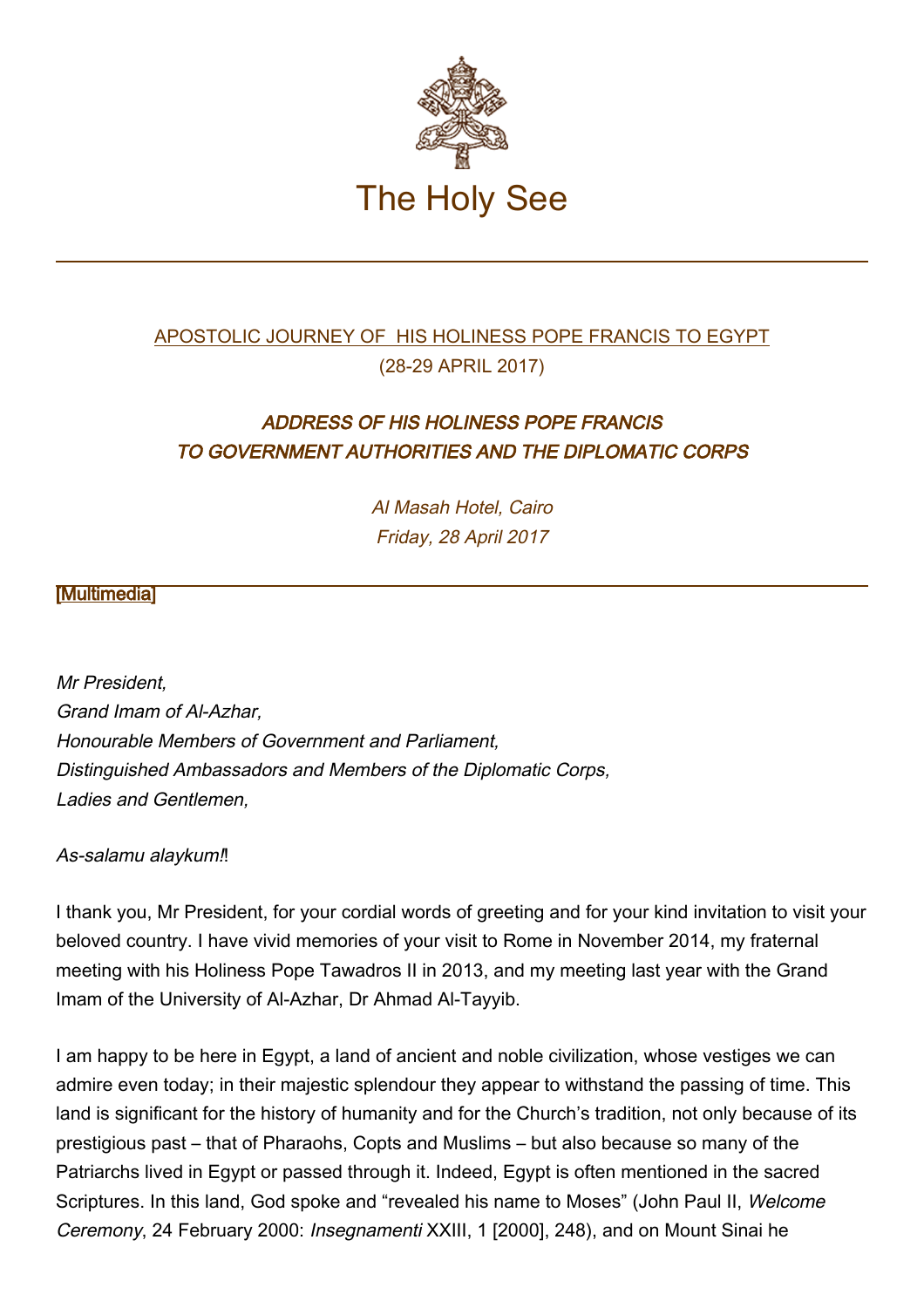# The Holy See

APOSTOLIC JOURNEY OF HIS HOLINESS POPE FRANCIS TO EGYPT
(28-29 APRIL 2017)

## *ADDRESS OF HIS HOLINESS POPE FRANCIS TO GOVERNMENT AUTHORITIES AND THE DIPLOMATIC CORPS*

*Al Masah Hotel, Cairo*
*Friday, 28 April 2017*

[Multimedia]

*Mr President,*
*Grand Imam of Al-Azhar,*
*Honourable Members of Government and Parliament,*
*Distinguished Ambassadors and Members of the Diplomatic Corps,*
*Ladies and Gentlemen,*

*As-salamu alaykum!*!

I thank you, Mr President, for your cordial words of greeting and for your kind invitation to visit your beloved country. I have vivid memories of your visit to Rome in November 2014, my fraternal meeting with his Holiness Pope Tawadros II in 2013, and my meeting last year with the Grand Imam of the University of Al-Azhar, Dr Ahmad Al-Tayyib.

I am happy to be here in Egypt, a land of ancient and noble civilization, whose vestiges we can admire even today; in their majestic splendour they appear to withstand the passing of time. This land is significant for the history of humanity and for the Church's tradition, not only because of its prestigious past – that of Pharaohs, Copts and Muslims – but also because so many of the Patriarchs lived in Egypt or passed through it. Indeed, Egypt is often mentioned in the sacred Scriptures. In this land, God spoke and "revealed his name to Moses" (John Paul II, *Welcome Ceremony*, 24 February 2000: *Insegnamenti* XXIII, 1 [2000], 248), and on Mount Sinai he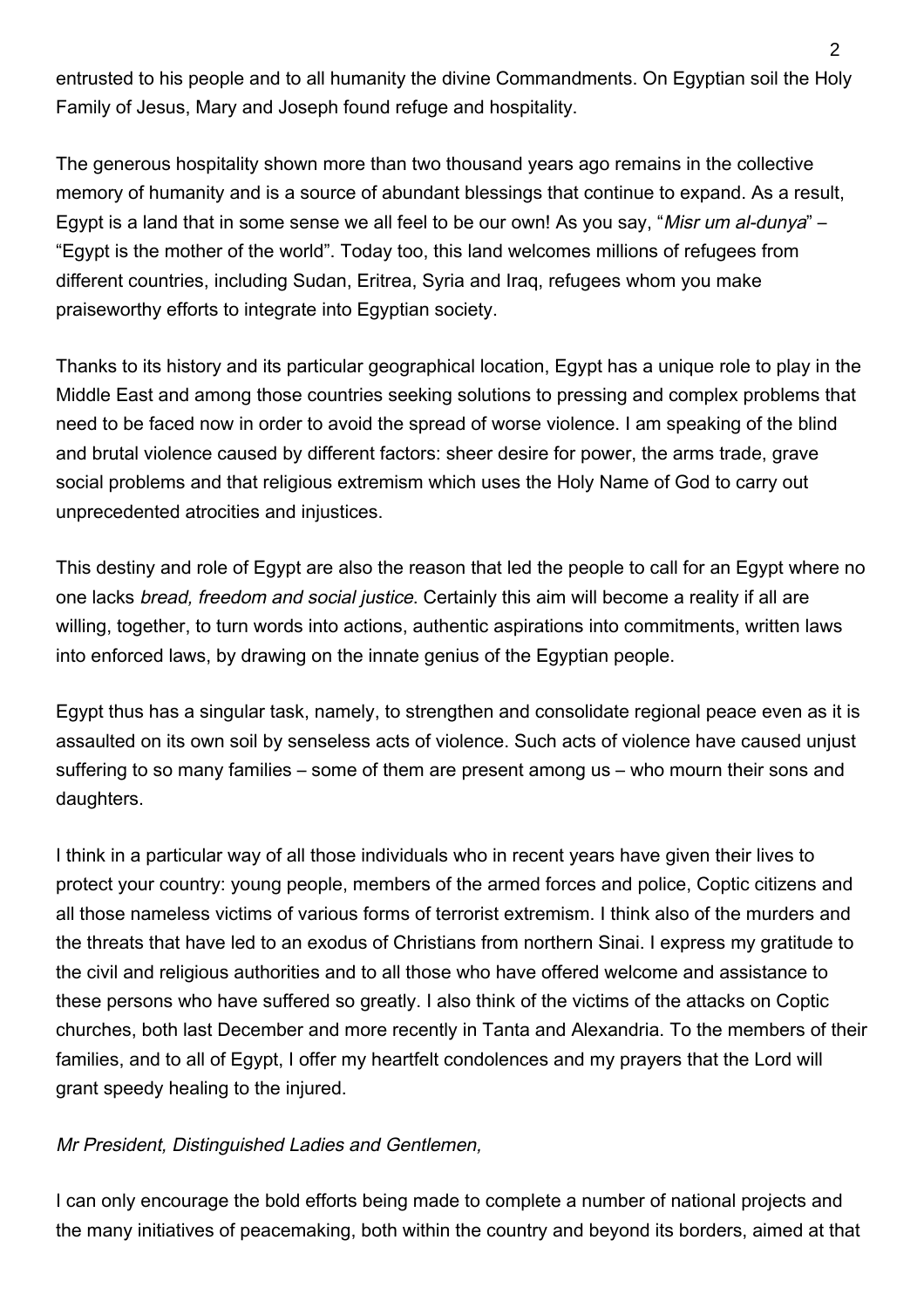entrusted to his people and to all humanity the divine Commandments. On Egyptian soil the Holy Family of Jesus, Mary and Joseph found refuge and hospitality.

The generous hospitality shown more than two thousand years ago remains in the collective memory of humanity and is a source of abundant blessings that continue to expand. As a result, Egypt is a land that in some sense we all feel to be our own! As you say, "*Misr um al-dunya*" – "Egypt is the mother of the world". Today too, this land welcomes millions of refugees from different countries, including Sudan, Eritrea, Syria and Iraq, refugees whom you make praiseworthy efforts to integrate into Egyptian society.

Thanks to its history and its particular geographical location, Egypt has a unique role to play in the Middle East and among those countries seeking solutions to pressing and complex problems that need to be faced now in order to avoid the spread of worse violence. I am speaking of the blind and brutal violence caused by different factors: sheer desire for power, the arms trade, grave social problems and that religious extremism which uses the Holy Name of God to carry out unprecedented atrocities and injustices.

This destiny and role of Egypt are also the reason that led the people to call for an Egypt where no one lacks *bread, freedom and social justice*. Certainly this aim will become a reality if all are willing, together, to turn words into actions, authentic aspirations into commitments, written laws into enforced laws, by drawing on the innate genius of the Egyptian people.

Egypt thus has a singular task, namely, to strengthen and consolidate regional peace even as it is assaulted on its own soil by senseless acts of violence. Such acts of violence have caused unjust suffering to so many families – some of them are present among us – who mourn their sons and daughters.

I think in a particular way of all those individuals who in recent years have given their lives to protect your country: young people, members of the armed forces and police, Coptic citizens and all those nameless victims of various forms of terrorist extremism. I think also of the murders and the threats that have led to an exodus of Christians from northern Sinai. I express my gratitude to the civil and religious authorities and to all those who have offered welcome and assistance to these persons who have suffered so greatly. I also think of the victims of the attacks on Coptic churches, both last December and more recently in Tanta and Alexandria. To the members of their families, and to all of Egypt, I offer my heartfelt condolences and my prayers that the Lord will grant speedy healing to the injured.

*Mr President, Distinguished Ladies and Gentlemen,*

I can only encourage the bold efforts being made to complete a number of national projects and the many initiatives of peacemaking, both within the country and beyond its borders, aimed at that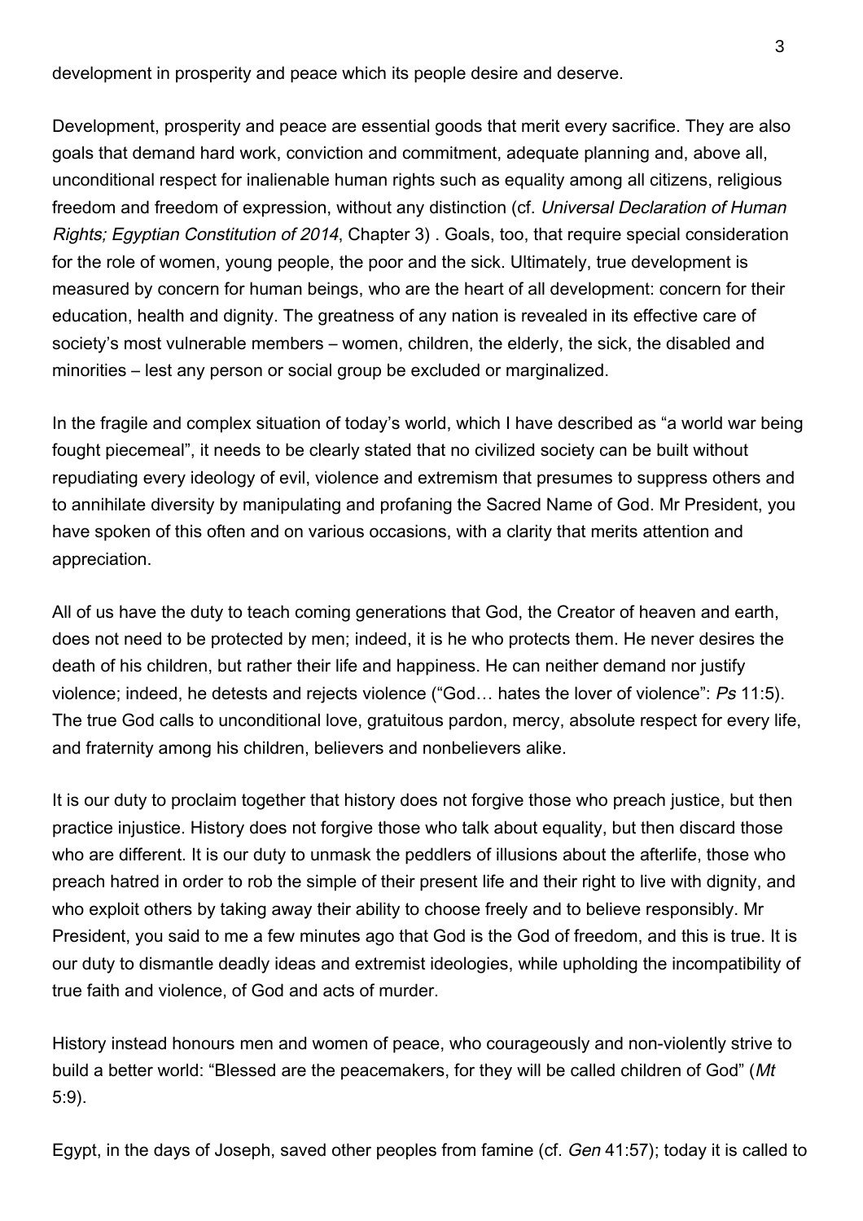development in prosperity and peace which its people desire and deserve.

Development, prosperity and peace are essential goods that merit every sacrifice. They are also goals that demand hard work, conviction and commitment, adequate planning and, above all, unconditional respect for inalienable human rights such as equality among all citizens, religious freedom and freedom of expression, without any distinction (cf. *Universal Declaration of Human Rights; Egyptian Constitution of 2014*, Chapter 3) . Goals, too, that require special consideration for the role of women, young people, the poor and the sick. Ultimately, true development is measured by concern for human beings, who are the heart of all development: concern for their education, health and dignity. The greatness of any nation is revealed in its effective care of society's most vulnerable members – women, children, the elderly, the sick, the disabled and minorities – lest any person or social group be excluded or marginalized.

In the fragile and complex situation of today's world, which I have described as "a world war being fought piecemeal", it needs to be clearly stated that no civilized society can be built without repudiating every ideology of evil, violence and extremism that presumes to suppress others and to annihilate diversity by manipulating and profaning the Sacred Name of God. Mr President, you have spoken of this often and on various occasions, with a clarity that merits attention and appreciation.

All of us have the duty to teach coming generations that God, the Creator of heaven and earth, does not need to be protected by men; indeed, it is he who protects them. He never desires the death of his children, but rather their life and happiness. He can neither demand nor justify violence; indeed, he detests and rejects violence ("God… hates the lover of violence": *Ps* 11:5). The true God calls to unconditional love, gratuitous pardon, mercy, absolute respect for every life, and fraternity among his children, believers and nonbelievers alike.

It is our duty to proclaim together that history does not forgive those who preach justice, but then practice injustice. History does not forgive those who talk about equality, but then discard those who are different. It is our duty to unmask the peddlers of illusions about the afterlife, those who preach hatred in order to rob the simple of their present life and their right to live with dignity, and who exploit others by taking away their ability to choose freely and to believe responsibly. Mr President, you said to me a few minutes ago that God is the God of freedom, and this is true. It is our duty to dismantle deadly ideas and extremist ideologies, while upholding the incompatibility of true faith and violence, of God and acts of murder.

History instead honours men and women of peace, who courageously and non-violently strive to build a better world: "Blessed are the peacemakers, for they will be called children of God" (*Mt* 5:9).

Egypt, in the days of Joseph, saved other peoples from famine (cf. *Gen* 41:57); today it is called to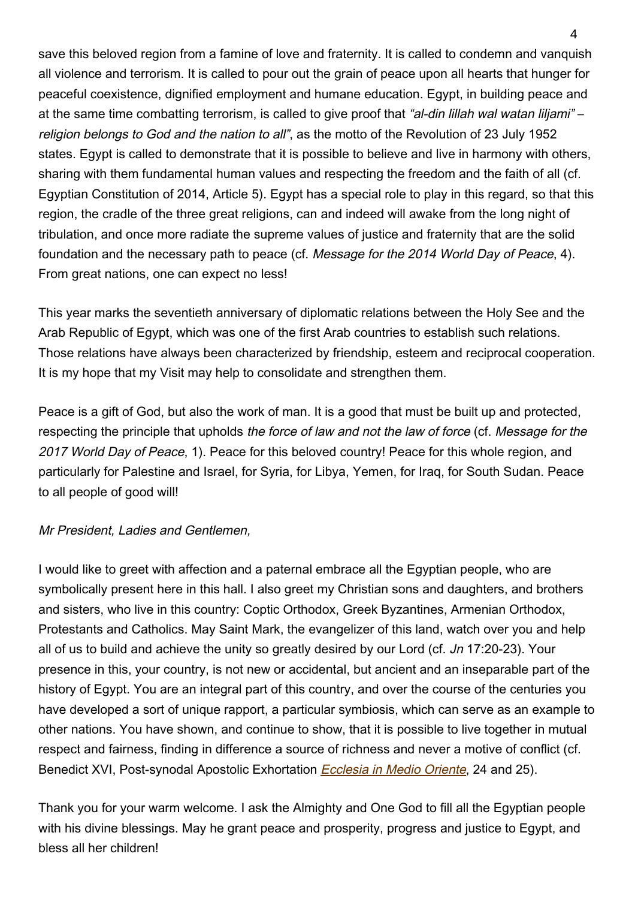save this beloved region from a famine of love and fraternity. It is called to condemn and vanquish all violence and terrorism. It is called to pour out the grain of peace upon all hearts that hunger for peaceful coexistence, dignified employment and humane education. Egypt, in building peace and at the same time combatting terrorism, is called to give proof that *"al-din lillah wal watan liljami" – religion belongs to God and the nation to all"*, as the motto of the Revolution of 23 July 1952 states. Egypt is called to demonstrate that it is possible to believe and live in harmony with others, sharing with them fundamental human values and respecting the freedom and the faith of all (cf. Egyptian Constitution of 2014, Article 5). Egypt has a special role to play in this regard, so that this region, the cradle of the three great religions, can and indeed will awake from the long night of tribulation, and once more radiate the supreme values of justice and fraternity that are the solid foundation and the necessary path to peace (cf. *Message for the 2014 World Day of Peace*, 4). From great nations, one can expect no less!

This year marks the seventieth anniversary of diplomatic relations between the Holy See and the Arab Republic of Egypt, which was one of the first Arab countries to establish such relations. Those relations have always been characterized by friendship, esteem and reciprocal cooperation. It is my hope that my Visit may help to consolidate and strengthen them.

Peace is a gift of God, but also the work of man. It is a good that must be built up and protected, respecting the principle that upholds *the force of law and not the law of force* (cf. *Message for the 2017 World Day of Peace*, 1). Peace for this beloved country! Peace for this whole region, and particularly for Palestine and Israel, for Syria, for Libya, Yemen, for Iraq, for South Sudan. Peace to all people of good will!

*Mr President, Ladies and Gentlemen,*

I would like to greet with affection and a paternal embrace all the Egyptian people, who are symbolically present here in this hall. I also greet my Christian sons and daughters, and brothers and sisters, who live in this country: Coptic Orthodox, Greek Byzantines, Armenian Orthodox, Protestants and Catholics. May Saint Mark, the evangelizer of this land, watch over you and help all of us to build and achieve the unity so greatly desired by our Lord (cf. *Jn* 17:20-23). Your presence in this, your country, is not new or accidental, but ancient and an inseparable part of the history of Egypt. You are an integral part of this country, and over the course of the centuries you have developed a sort of unique rapport, a particular symbiosis, which can serve as an example to other nations. You have shown, and continue to show, that it is possible to live together in mutual respect and fairness, finding in difference a source of richness and never a motive of conflict (cf. Benedict XVI, Post-synodal Apostolic Exhortation *Ecclesia in Medio Oriente*, 24 and 25).

Thank you for your warm welcome. I ask the Almighty and One God to fill all the Egyptian people with his divine blessings. May he grant peace and prosperity, progress and justice to Egypt, and bless all her children!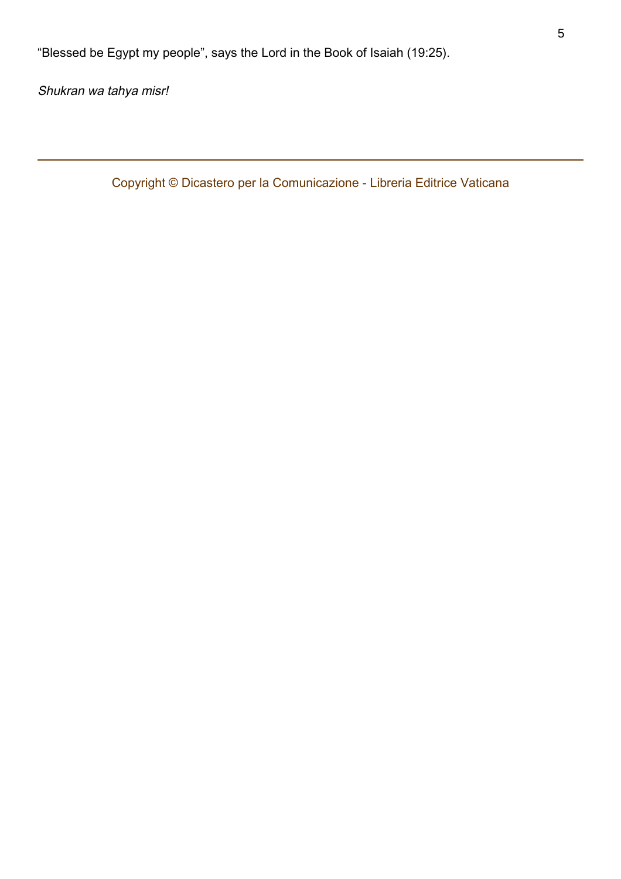“Blessed be Egypt my people”, says the Lord in the Book of Isaiah (19:25).

*Shukran wa tahya misr!*

---

Copyright © Dicastero per la Comunicazione - Libreria Editrice Vaticana